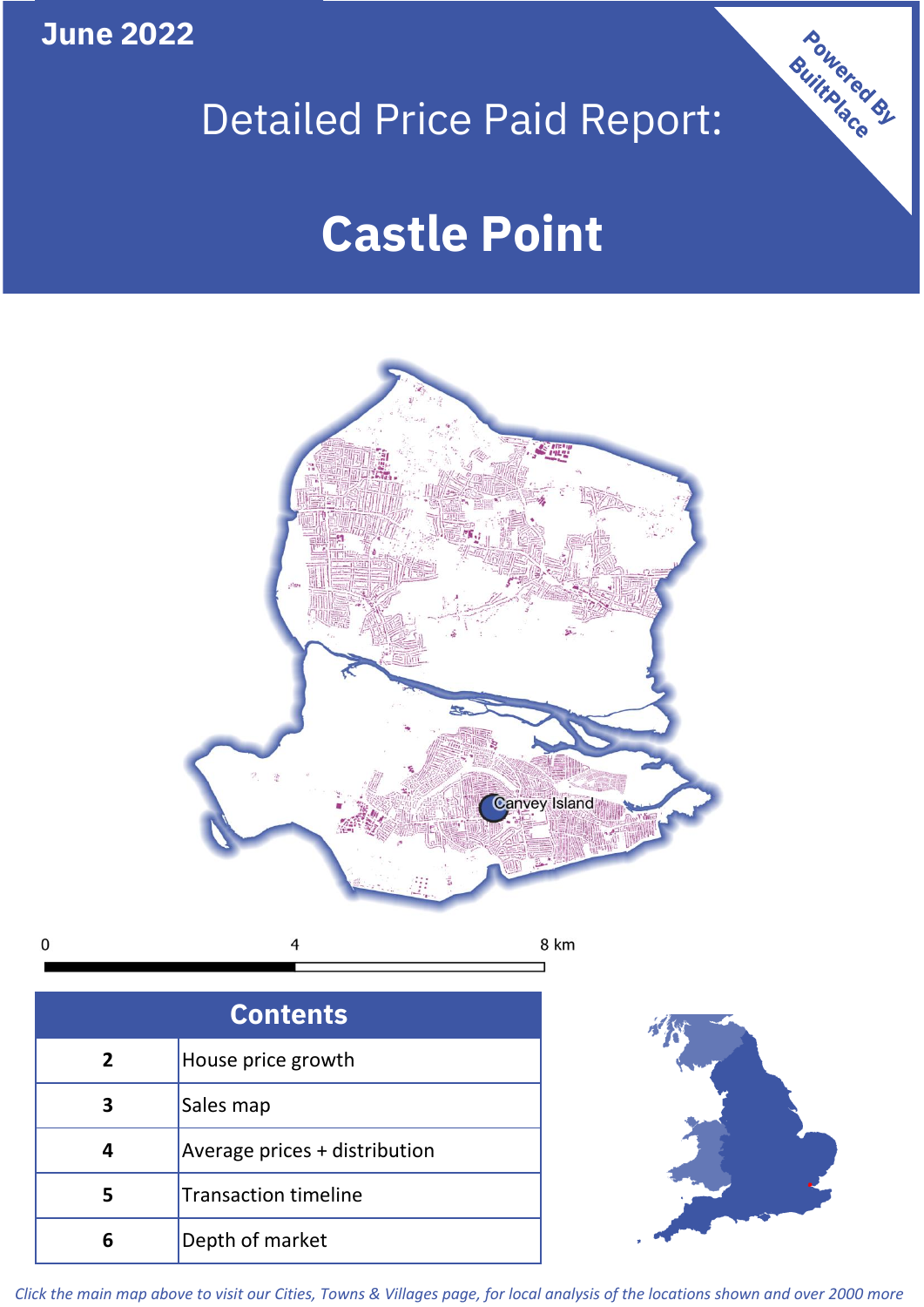June 2022

Detailed Price Paid Report:

# Castle Point

Powered By BuiltPlace

Canvey Island

0 4 8 km

| Contents | |
|---|---|
| 2 | House price growth |
| 3 | Sales map |
| 4 | Average prices + distribution |
| 5 | Transaction timeline |
| 6 | Depth of market |

*Click the main map above to visit our Cities, Towns & Villages page, for local analysis of the locations shown and over 2000 more*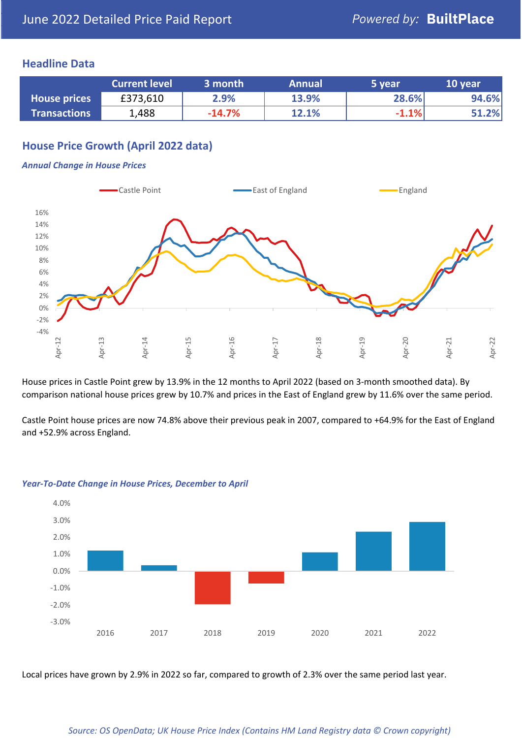# June 2022 Detailed Price Paid Report

*Powered by:* **BuiltPlace**

## Headline Data

| | Current level | 3 month | Annual | 5 year | 10 year |
|---|---|---|---|---|---|
| **House prices** | £373,610 | 2.9% | 13.9% | 28.6% | 94.6% |
| **Transactions** | 1,488 | -14.7% | 12.1% | -1.1% | 51.2% |

## House Price Growth (April 2022 data)

***Annual Change in House Prices***

House prices in Castle Point grew by 13.9% in the 12 months to April 2022 (based on 3-month smoothed data). By comparison national house prices grew by 10.7% and prices in the East of England grew by 11.6% over the same period.

Castle Point house prices are now 74.8% above their previous peak in 2007, compared to +64.9% for the East of England and +52.9% across England.

***Year-To-Date Change in House Prices, December to April***

Local prices have grown by 2.9% in 2022 so far, compared to growth of 2.3% over the same period last year.

*Source: OS OpenData; UK House Price Index (Contains HM Land Registry data © Crown copyright)*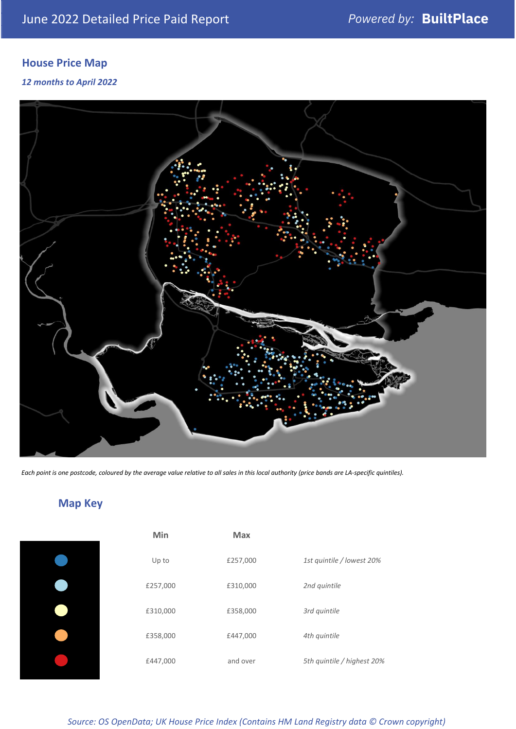June 2022 Detailed Price Paid Report

Powered by: **BuiltPlace**

## House Price Map

*12 months to April 2022*

*Each point is one postcode, coloured by the average value relative to all sales in this local authority (price bands are LA-specific quintiles).*

## Map Key

| | Min | Max | |
|---|---|---|---|
| | Up to | £257,000 | *1st quintile / lowest 20%* |
| | £257,000 | £310,000 | *2nd quintile* |
| | £310,000 | £358,000 | *3rd quintile* |
| | £358,000 | £447,000 | *4th quintile* |
| | £447,000 | and over | *5th quintile / highest 20%* |

*Source: OS OpenData; UK House Price Index (Contains HM Land Registry data © Crown copyright)*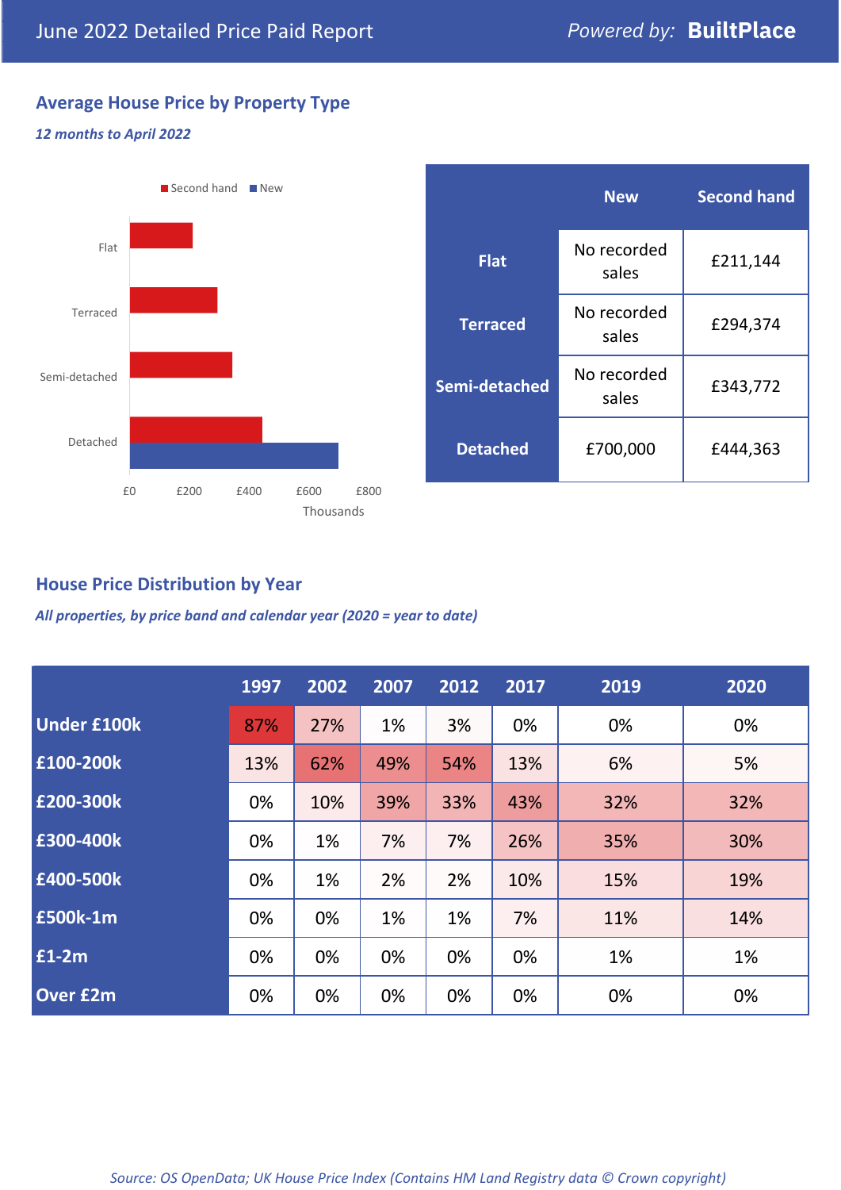June 2022 Detailed Price Paid Report

*Powered by:* **BuiltPlace**

## Average House Price by Property Type

***12 months to April 2022***

Second hand / New

Flat

Terraced

Semi-detached

Detached

£0 £200 £400 £600 £800

Thousands

| | New | Second hand |
|---|---|---|
| **Flat** | No recorded sales | £211,144 |
| **Terraced** | No recorded sales | £294,374 |
| **Semi-detached** | No recorded sales | £343,772 |
| **Detached** | £700,000 | £444,363 |

## House Price Distribution by Year

***All properties, by price band and calendar year (2020 = year to date)***

| | 1997 | 2002 | 2007 | 2012 | 2017 | 2019 | 2020 |
|---|---|---|---|---|---|---|---|
| **Under £100k** | 87% | 27% | 1% | 3% | 0% | 0% | 0% |
| **£100-200k** | 13% | 62% | 49% | 54% | 13% | 6% | 5% |
| **£200-300k** | 0% | 10% | 39% | 33% | 43% | 32% | 32% |
| **£300-400k** | 0% | 1% | 7% | 7% | 26% | 35% | 30% |
| **£400-500k** | 0% | 1% | 2% | 2% | 10% | 15% | 19% |
| **£500k-1m** | 0% | 0% | 1% | 1% | 7% | 11% | 14% |
| **£1-2m** | 0% | 0% | 0% | 0% | 0% | 1% | 1% |
| **Over £2m** | 0% | 0% | 0% | 0% | 0% | 0% | 0% |

*Source: OS OpenData; UK House Price Index (Contains HM Land Registry data © Crown copyright)*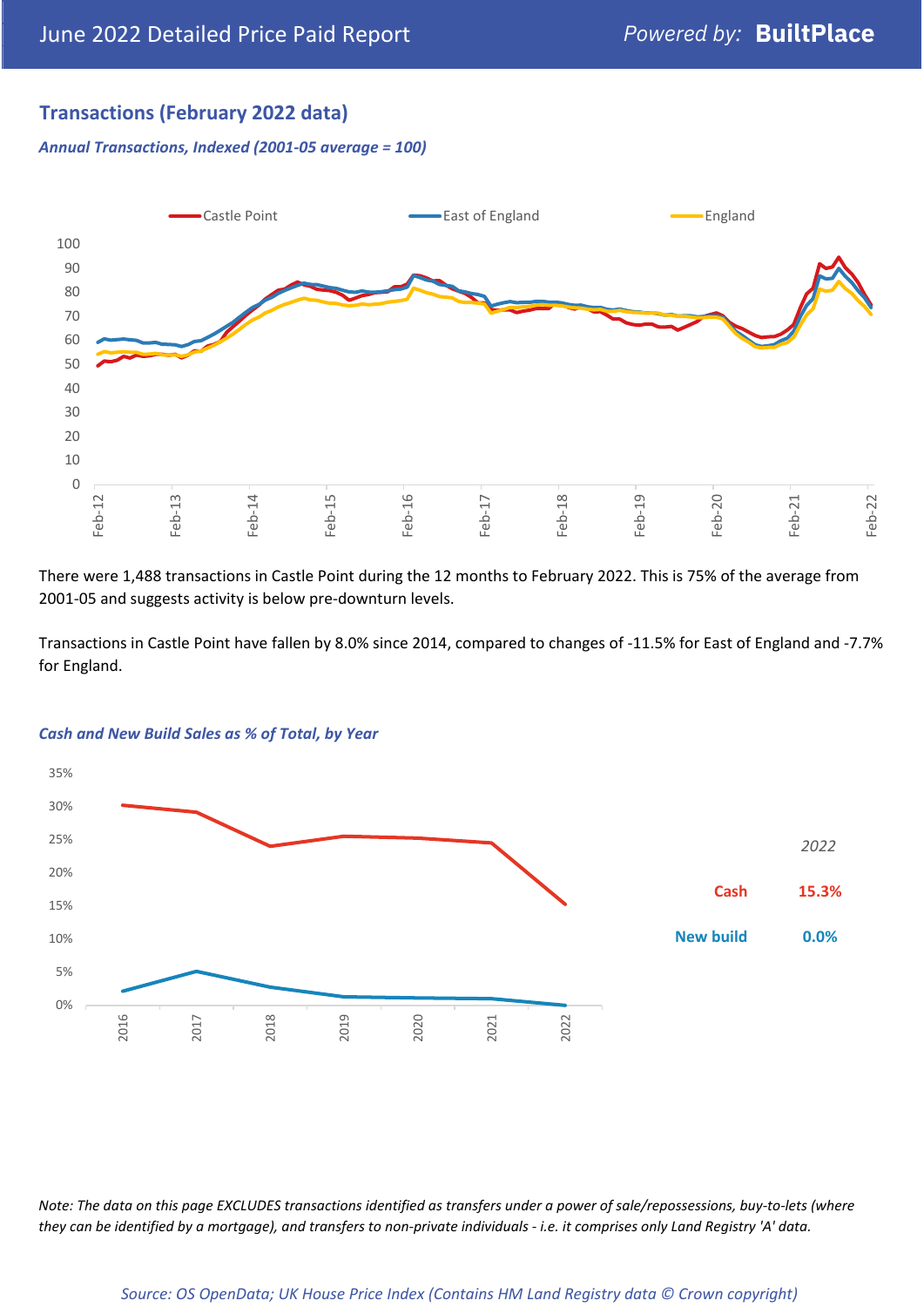## Transactions (February 2022 data)

*Annual Transactions, Indexed (2001-05 average = 100)*

There were 1,488 transactions in Castle Point during the 12 months to February 2022. This is 75% of the average from 2001-05 and suggests activity is below pre-downturn levels.

Transactions in Castle Point have fallen by 8.0% since 2014, compared to changes of -11.5% for East of England and -7.7% for England.

*Cash and New Build Sales as % of Total, by Year*

| 2022 | |
|---|---|
| Cash | 15.3% |
| New build | 0.0% |

*Note: The data on this page EXCLUDES transactions identified as transfers under a power of sale/repossessions, buy-to-lets (where they can be identified by a mortgage), and transfers to non-private individuals - i.e. it comprises only Land Registry 'A' data.*

*Source: OS OpenData; UK House Price Index (Contains HM Land Registry data © Crown copyright)*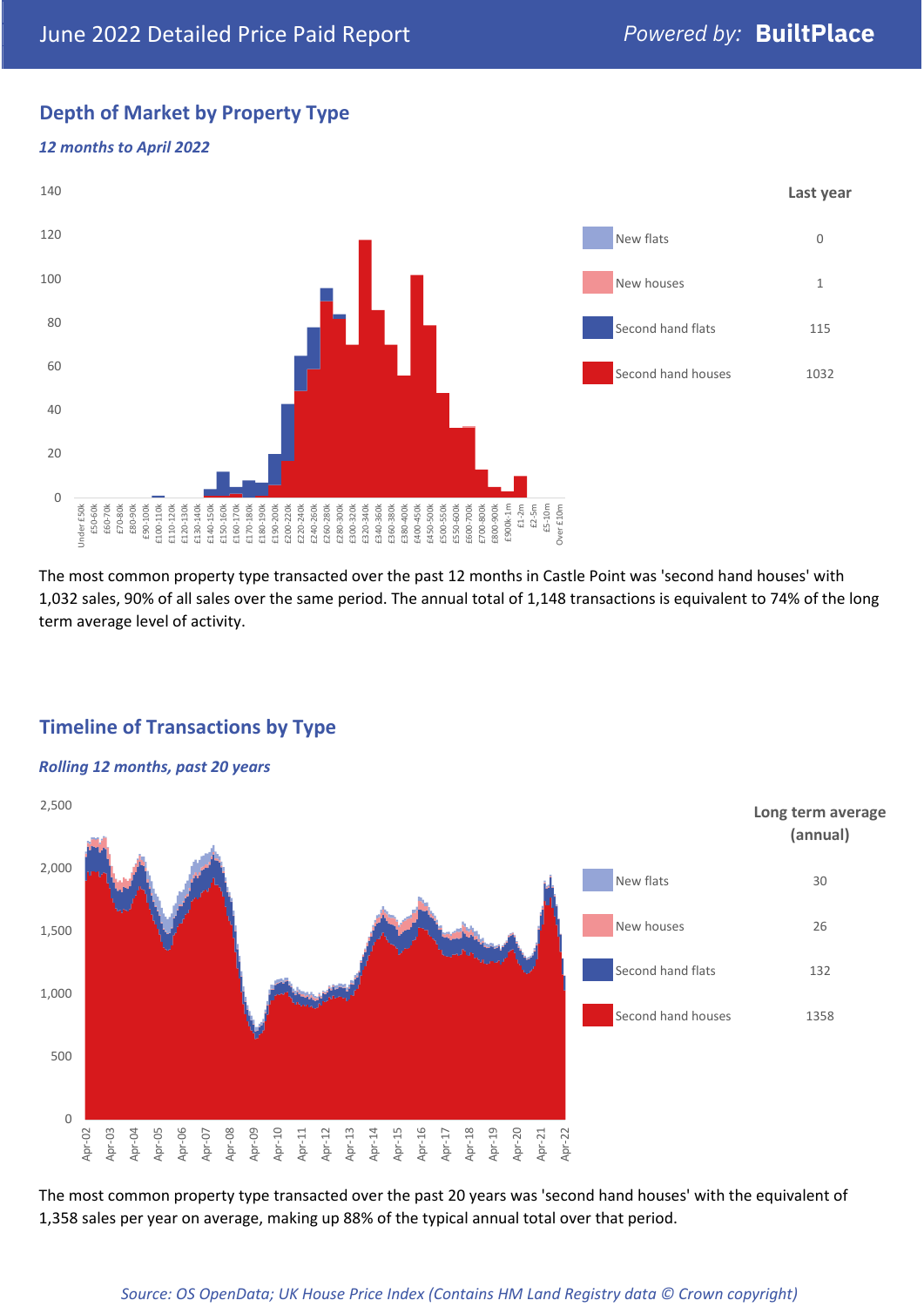June 2022 Detailed Price Paid Report

Powered by: **BuiltPlace**

## Depth of Market by Property Type

*12 months to April 2022*

140
120
100
80
60
40
20
0

Under £50k, £50-60k, £60-70k, £70-80k, £80-90k, £90-100k, £100-110k, £110-120k, £120-130k, £130-140k, £140-150k, £150-160k, £160-170k, £170-180k, £180-190k, £190-200k, £200-220k, £220-240k, £240-260k, £260-280k, £280-300k, £300-320k, £320-340k, £340-360k, £360-380k, £380-400k, £400-450k, £450-500k, £500-550k, £550-600k, £600-700k, £700-800k, £800-900k, £900k-1m, £1-2m, £2-5m, £5-10m, Over £10m

Last year

New flats 0
New houses 1
Second hand flats 115
Second hand houses 1032

The most common property type transacted over the past 12 months in Castle Point was 'second hand houses' with 1,032 sales, 90% of all sales over the same period. The annual total of 1,148 transactions is equivalent to 74% of the long term average level of activity.

## Timeline of Transactions by Type

*Rolling 12 months, past 20 years*

2,500
2,000
1,500
1,000
500
0

Apr-02, Apr-03, Apr-04, Apr-05, Apr-06, Apr-07, Apr-08, Apr-09, Apr-10, Apr-11, Apr-12, Apr-13, Apr-14, Apr-15, Apr-16, Apr-17, Apr-18, Apr-19, Apr-20, Apr-21, Apr-22

Long term average (annual)

New flats 30
New houses 26
Second hand flats 132
Second hand houses 1358

The most common property type transacted over the past 20 years was 'second hand houses' with the equivalent of 1,358 sales per year on average, making up 88% of the typical annual total over that period.

*Source: OS OpenData; UK House Price Index (Contains HM Land Registry data © Crown copyright)*